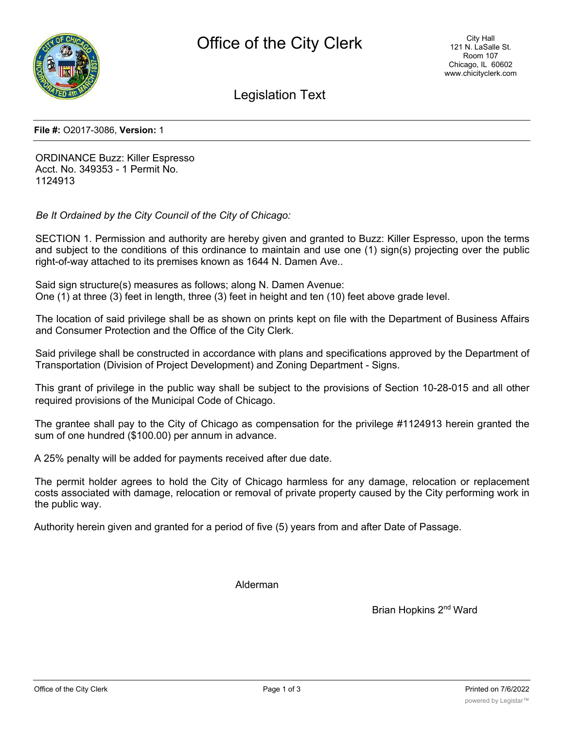# Office of the City Clerk

City Hall
121 N. LaSalle St.
Room 107
Chicago, IL 60602
www.chicityclerk.com

## Legislation Text

**File #:** O2017-3086, **Version:** 1

ORDINANCE Buzz: Killer Espresso
Acct. No. 349353 - 1 Permit No.
1124913

*Be It Ordained by the City Council of the City of Chicago:*

SECTION 1. Permission and authority are hereby given and granted to Buzz: Killer Espresso, upon the terms and subject to the conditions of this ordinance to maintain and use one (1) sign(s) projecting over the public right-of-way attached to its premises known as 1644 N. Damen Ave..

Said sign structure(s) measures as follows; along N. Damen Avenue:
One (1) at three (3) feet in length, three (3) feet in height and ten (10) feet above grade level.

The location of said privilege shall be as shown on prints kept on file with the Department of Business Affairs and Consumer Protection and the Office of the City Clerk.

Said privilege shall be constructed in accordance with plans and specifications approved by the Department of Transportation (Division of Project Development) and Zoning Department - Signs.

This grant of privilege in the public way shall be subject to the provisions of Section 10-28-015 and all other required provisions of the Municipal Code of Chicago.

The grantee shall pay to the City of Chicago as compensation for the privilege #1124913 herein granted the sum of one hundred ($100.00) per annum in advance.

A 25% penalty will be added for payments received after due date.

The permit holder agrees to hold the City of Chicago harmless for any damage, relocation or replacement costs associated with damage, relocation or removal of private property caused by the City performing work in the public way.

Authority herein given and granted for a period of five (5) years from and after Date of Passage.

Alderman

Brian Hopkins 2nd Ward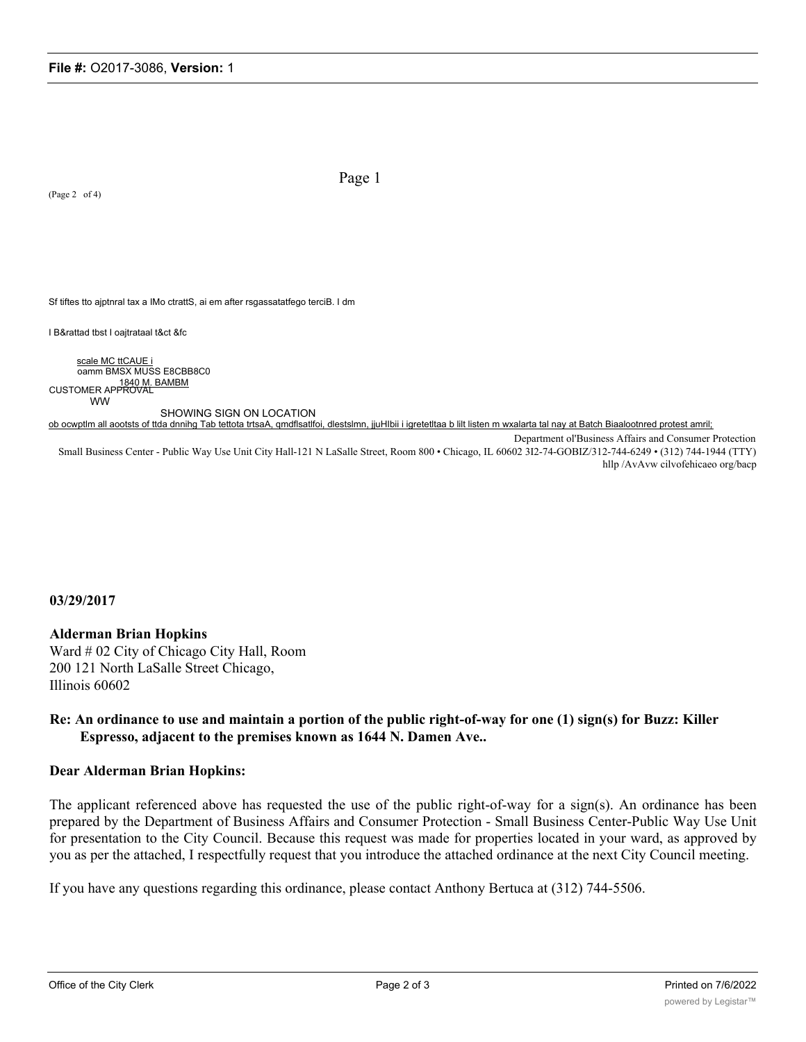(Page 2 of 4)

Sf tiftes tto ajptnral tax a lMo ctrattS, ai em after rsgassatatfego terciB. I dm

I B&rattad tbst I oajtrataal t&ct &fc

scale MC ttCAUE i
oamm BMSX MUSS E8CBB8C0
1840 M. BAMBM
CUSTOMER APPROVAL
WW

SHOWING SIGN ON LOCATION

ob ocwptlm all aootsts of ttda dnnihg Tab tettota trtsaA, qmdflsatlfoi, dlestslmn, jjuHlbii i igretetltaa b lilt listen m wxalarta tal nay at Batch Biaalootnred protest amril;

Department ol'Business Affairs and Consumer Protection
Small Business Center - Public Way Use Unit City Hall-121 N LaSalle Street, Room 800 • Chicago, IL 60602 3I2-74-GOBIZ/312-744-6249 • (312) 744-1944 (TTY)
hllp /AvAvw cilvofehicaeo org/bacp

**03/29/2017**

**Alderman Brian Hopkins**
Ward # 02 City of Chicago City Hall, Room 200 121 North LaSalle Street Chicago, Illinois 60602

**Re: An ordinance to use and maintain a portion of the public right-of-way for one (1) sign(s) for Buzz: Killer Espresso, adjacent to the premises known as 1644 N. Damen Ave..**

**Dear Alderman Brian Hopkins:**

The applicant referenced above has requested the use of the public right-of-way for a sign(s). An ordinance has been prepared by the Department of Business Affairs and Consumer Protection - Small Business Center-Public Way Use Unit for presentation to the City Council. Because this request was made for properties located in your ward, as approved by you as per the attached, I respectfully request that you introduce the attached ordinance at the next City Council meeting.

If you have any questions regarding this ordinance, please contact Anthony Bertuca at (312) 744-5506.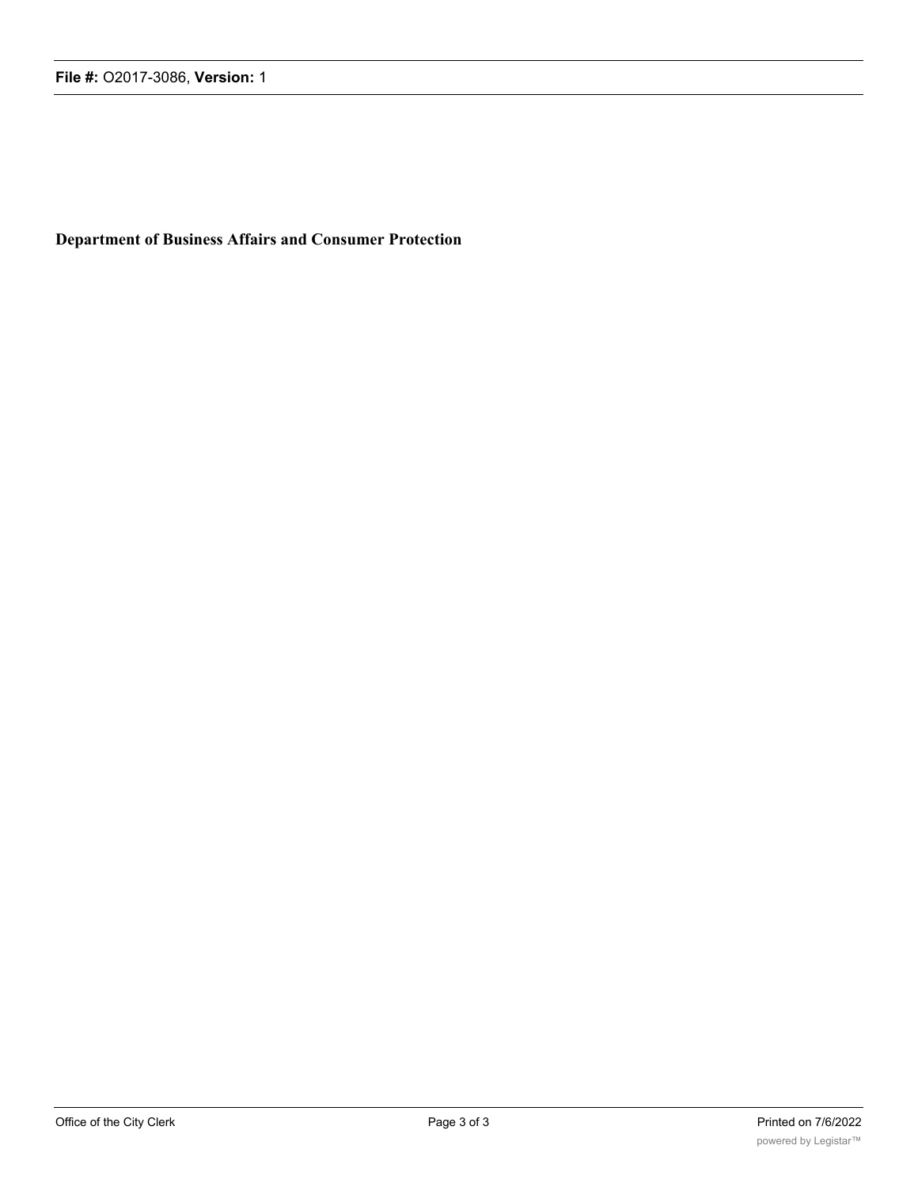**Department of Business Affairs and Consumer Protection**